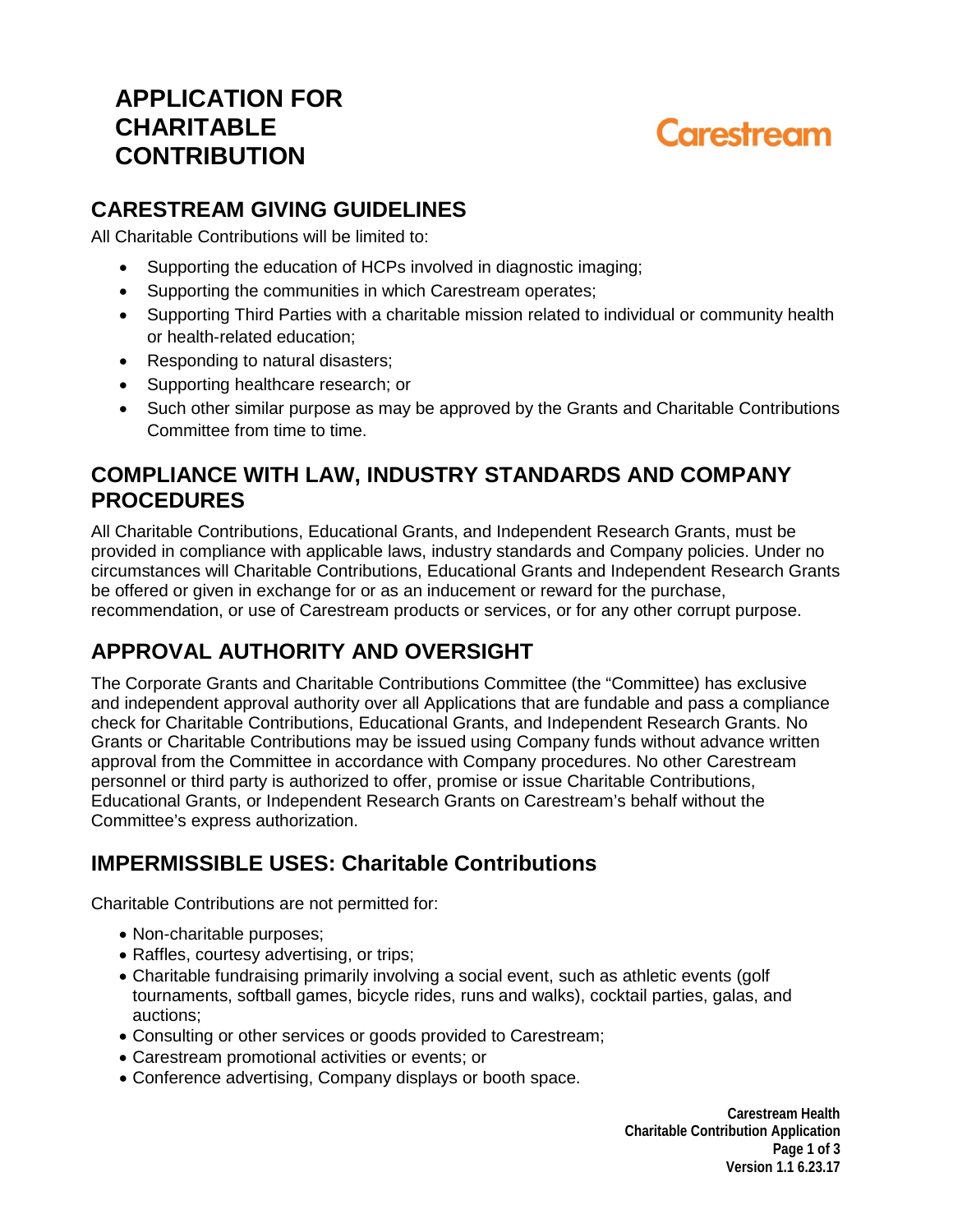# APPLICATION FOR CHARITABLE CONTRIBUTION

Carestream

## CARESTREAM GIVING GUIDELINES

All Charitable Contributions will be limited to:

- Supporting the education of HCPs involved in diagnostic imaging;
- Supporting the communities in which Carestream operates;
- Supporting Third Parties with a charitable mission related to individual or community health or health-related education;
- Responding to natural disasters;
- Supporting healthcare research; or
- Such other similar purpose as may be approved by the Grants and Charitable Contributions Committee from time to time.

## COMPLIANCE WITH LAW, INDUSTRY STANDARDS AND COMPANY PROCEDURES

All Charitable Contributions, Educational Grants, and Independent Research Grants, must be provided in compliance with applicable laws, industry standards and Company policies. Under no circumstances will Charitable Contributions, Educational Grants and Independent Research Grants be offered or given in exchange for or as an inducement or reward for the purchase, recommendation, or use of Carestream products or services, or for any other corrupt purpose.

## APPROVAL AUTHORITY AND OVERSIGHT

The Corporate Grants and Charitable Contributions Committee (the "Committee) has exclusive and independent approval authority over all Applications that are fundable and pass a compliance check for Charitable Contributions, Educational Grants, and Independent Research Grants. No Grants or Charitable Contributions may be issued using Company funds without advance written approval from the Committee in accordance with Company procedures. No other Carestream personnel or third party is authorized to offer, promise or issue Charitable Contributions, Educational Grants, or Independent Research Grants on Carestream's behalf without the Committee's express authorization.

## IMPERMISSIBLE USES: Charitable Contributions

Charitable Contributions are not permitted for:

- Non-charitable purposes;
- Raffles, courtesy advertising, or trips;
- Charitable fundraising primarily involving a social event, such as athletic events (golf tournaments, softball games, bicycle rides, runs and walks), cocktail parties, galas, and auctions;
- Consulting or other services or goods provided to Carestream;
- Carestream promotional activities or events; or
- Conference advertising, Company displays or booth space.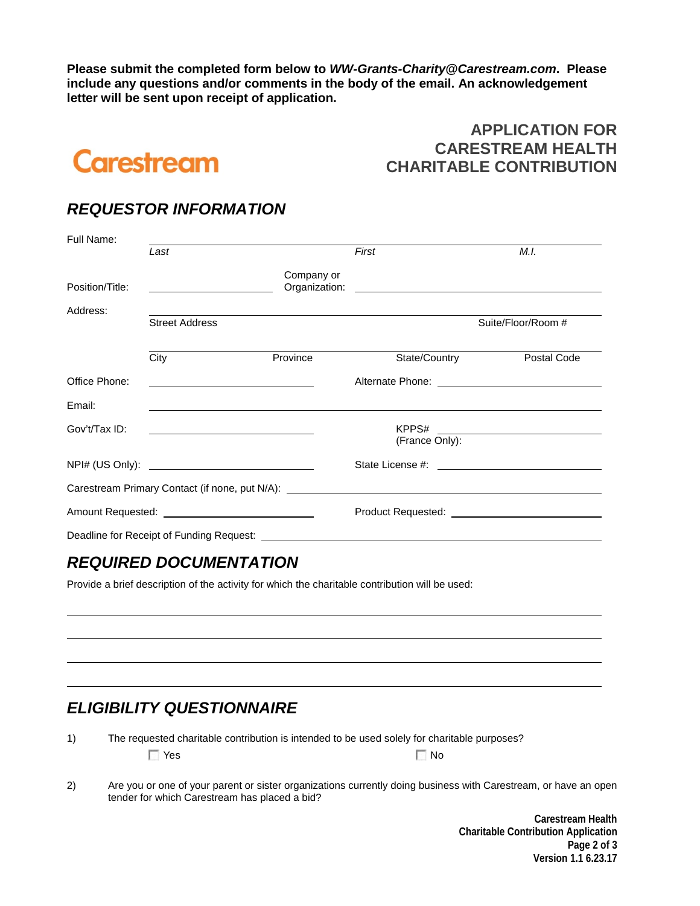**Please submit the completed form below to *WW-Grants-Charity@Carestream.com*. Please include any questions and/or comments in the body of the email. An acknowledgement letter will be sent upon receipt of application.**

Carestream

## APPLICATION FOR CARESTREAM HEALTH CHARITABLE CONTRIBUTION

## *REQUESTOR INFORMATION*

Full Name: ______________________________________________
*Last* *First* *M.I.*

Position/Title: ____________________ Company or Organization: ____________________

Address: ______________________________________________
Street Address Suite/Floor/Room #

______________________________________________
City Province State/Country Postal Code

Office Phone: ____________________ Alternate Phone: ____________________

Email: ______________________________________________

Gov't/Tax ID: ____________________ KPPS# (France Only): ____________________

NPI# (US Only): ____________________ State License #: ____________________

Carestream Primary Contact (if none, put N/A): ____________________

Amount Requested: ____________________ Product Requested: ____________________

Deadline for Receipt of Funding Request: ____________________

## *REQUIRED DOCUMENTATION*

Provide a brief description of the activity for which the charitable contribution will be used:

______________________________________________

______________________________________________

______________________________________________

______________________________________________

## *ELIGIBILITY QUESTIONNAIRE*

1) The requested charitable contribution is intended to be used solely for charitable purposes?

☐ Yes ☐ No

2) Are you or one of your parent or sister organizations currently doing business with Carestream, or have an open tender for which Carestream has placed a bid?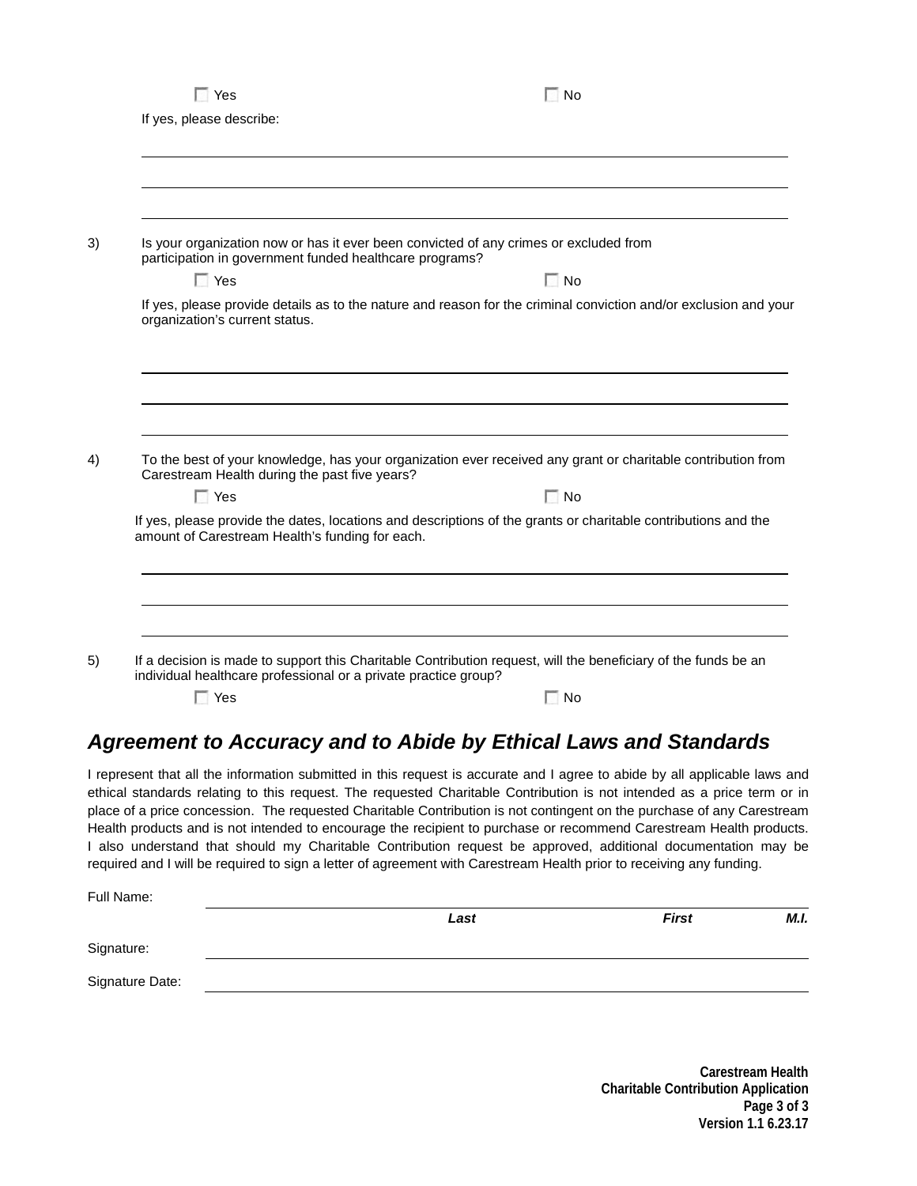☐ Yes ☐ No

If yes, please describe:

\_\_\_\_\_\_\_\_\_\_\_\_\_\_\_\_\_\_\_\_\_\_\_\_\_\_\_\_\_\_\_\_\_\_\_\_\_\_\_\_\_\_\_\_\_\_\_\_\_\_\_\_\_\_\_\_\_\_

\_\_\_\_\_\_\_\_\_\_\_\_\_\_\_\_\_\_\_\_\_\_\_\_\_\_\_\_\_\_\_\_\_\_\_\_\_\_\_\_\_\_\_\_\_\_\_\_\_\_\_\_\_\_\_\_\_\_

\_\_\_\_\_\_\_\_\_\_\_\_\_\_\_\_\_\_\_\_\_\_\_\_\_\_\_\_\_\_\_\_\_\_\_\_\_\_\_\_\_\_\_\_\_\_\_\_\_\_\_\_\_\_\_\_\_\_

3) Is your organization now or has it ever been convicted of any crimes or excluded from participation in government funded healthcare programs?

☐ Yes ☐ No

If yes, please provide details as to the nature and reason for the criminal conviction and/or exclusion and your organization's current status.

\_\_\_\_\_\_\_\_\_\_\_\_\_\_\_\_\_\_\_\_\_\_\_\_\_\_\_\_\_\_\_\_\_\_\_\_\_\_\_\_\_\_\_\_\_\_\_\_\_\_\_\_\_\_\_\_\_\_

\_\_\_\_\_\_\_\_\_\_\_\_\_\_\_\_\_\_\_\_\_\_\_\_\_\_\_\_\_\_\_\_\_\_\_\_\_\_\_\_\_\_\_\_\_\_\_\_\_\_\_\_\_\_\_\_\_\_

\_\_\_\_\_\_\_\_\_\_\_\_\_\_\_\_\_\_\_\_\_\_\_\_\_\_\_\_\_\_\_\_\_\_\_\_\_\_\_\_\_\_\_\_\_\_\_\_\_\_\_\_\_\_\_\_\_\_

4) To the best of your knowledge, has your organization ever received any grant or charitable contribution from Carestream Health during the past five years?

☐ Yes ☐ No

If yes, please provide the dates, locations and descriptions of the grants or charitable contributions and the amount of Carestream Health's funding for each.

\_\_\_\_\_\_\_\_\_\_\_\_\_\_\_\_\_\_\_\_\_\_\_\_\_\_\_\_\_\_\_\_\_\_\_\_\_\_\_\_\_\_\_\_\_\_\_\_\_\_\_\_\_\_\_\_\_\_

\_\_\_\_\_\_\_\_\_\_\_\_\_\_\_\_\_\_\_\_\_\_\_\_\_\_\_\_\_\_\_\_\_\_\_\_\_\_\_\_\_\_\_\_\_\_\_\_\_\_\_\_\_\_\_\_\_\_

\_\_\_\_\_\_\_\_\_\_\_\_\_\_\_\_\_\_\_\_\_\_\_\_\_\_\_\_\_\_\_\_\_\_\_\_\_\_\_\_\_\_\_\_\_\_\_\_\_\_\_\_\_\_\_\_\_\_

5) If a decision is made to support this Charitable Contribution request, will the beneficiary of the funds be an individual healthcare professional or a private practice group?

☐ Yes ☐ No

## *Agreement to Accuracy and to Abide by Ethical Laws and Standards*

I represent that all the information submitted in this request is accurate and I agree to abide by all applicable laws and ethical standards relating to this request. The requested Charitable Contribution is not intended as a price term or in place of a price concession. The requested Charitable Contribution is not contingent on the purchase of any Carestream Health products and is not intended to encourage the recipient to purchase or recommend Carestream Health products. I also understand that should my Charitable Contribution request be approved, additional documentation may be required and I will be required to sign a letter of agreement with Carestream Health prior to receiving any funding.

Full Name: \_\_\_\_\_\_\_\_\_\_\_\_\_\_\_\_\_\_\_\_\_\_\_\_\_\_\_\_\_\_\_\_\_\_\_\_\_\_\_\_\_\_\_\_\_\_\_\_

***Last*** ***First*** ***M.I.***

Signature: \_\_\_\_\_\_\_\_\_\_\_\_\_\_\_\_\_\_\_\_\_\_\_\_\_\_\_\_\_\_\_\_\_\_\_\_\_\_\_\_\_\_\_\_\_\_\_\_

Signature Date: \_\_\_\_\_\_\_\_\_\_\_\_\_\_\_\_\_\_\_\_\_\_\_\_\_\_\_\_\_\_\_\_\_\_\_\_\_\_\_\_\_\_\_\_\_\_\_\_